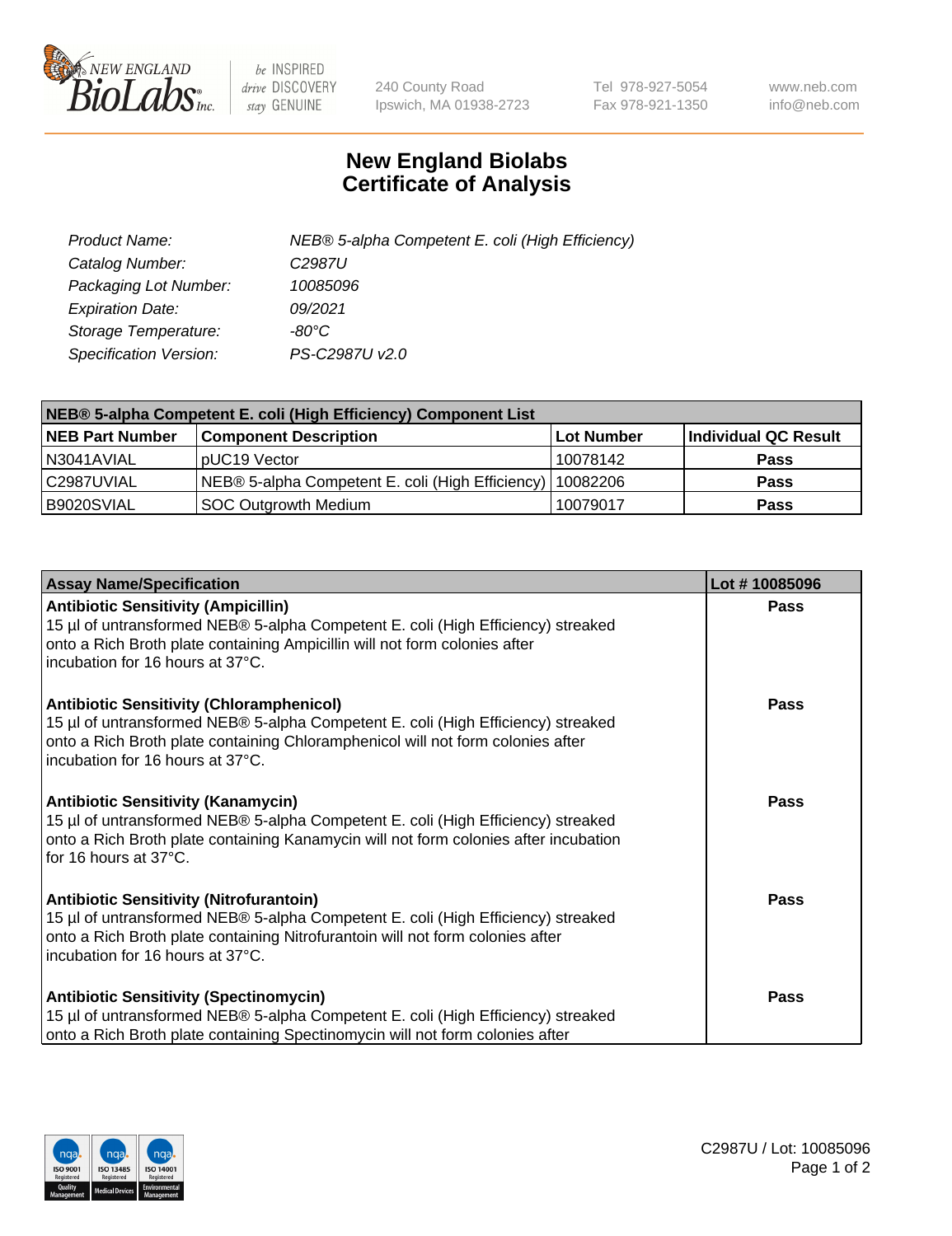# New England Biolabs Certificate of Analysis

| | |
|---|---|
| Product Name: | NEB® 5-alpha Competent E. coli (High Efficiency) |
| Catalog Number: | C2987U |
| Packaging Lot Number: | 10085096 |
| Expiration Date: | 09/2021 |
| Storage Temperature: | -80°C |
| Specification Version: | PS-C2987U v2.0 |

| NEB® 5-alpha Competent E. coli (High Efficiency) Component List | | | |
|---|---|---|---|
| **NEB Part Number** | **Component Description** | **Lot Number** | **Individual QC Result** |
| N3041AVIAL | pUC19 Vector | 10078142 | **Pass** |
| C2987UVIAL | NEB® 5-alpha Competent E. coli (High Efficiency) | 10082206 | **Pass** |
| B9020SVIAL | SOC Outgrowth Medium | 10079017 | **Pass** |

| Assay Name/Specification | Lot # 10085096 |
|---|---|
| **Antibiotic Sensitivity (Ampicillin)**<br>15 µl of untransformed NEB® 5-alpha Competent E. coli (High Efficiency) streaked onto a Rich Broth plate containing Ampicillin will not form colonies after incubation for 16 hours at 37°C. | **Pass** |
| **Antibiotic Sensitivity (Chloramphenicol)**<br>15 µl of untransformed NEB® 5-alpha Competent E. coli (High Efficiency) streaked onto a Rich Broth plate containing Chloramphenicol will not form colonies after incubation for 16 hours at 37°C. | **Pass** |
| **Antibiotic Sensitivity (Kanamycin)**<br>15 µl of untransformed NEB® 5-alpha Competent E. coli (High Efficiency) streaked onto a Rich Broth plate containing Kanamycin will not form colonies after incubation for 16 hours at 37°C. | **Pass** |
| **Antibiotic Sensitivity (Nitrofurantoin)**<br>15 µl of untransformed NEB® 5-alpha Competent E. coli (High Efficiency) streaked onto a Rich Broth plate containing Nitrofurantoin will not form colonies after incubation for 16 hours at 37°C. | **Pass** |
| **Antibiotic Sensitivity (Spectinomycin)**<br>15 µl of untransformed NEB® 5-alpha Competent E. coli (High Efficiency) streaked onto a Rich Broth plate containing Spectinomycin will not form colonies after | **Pass** |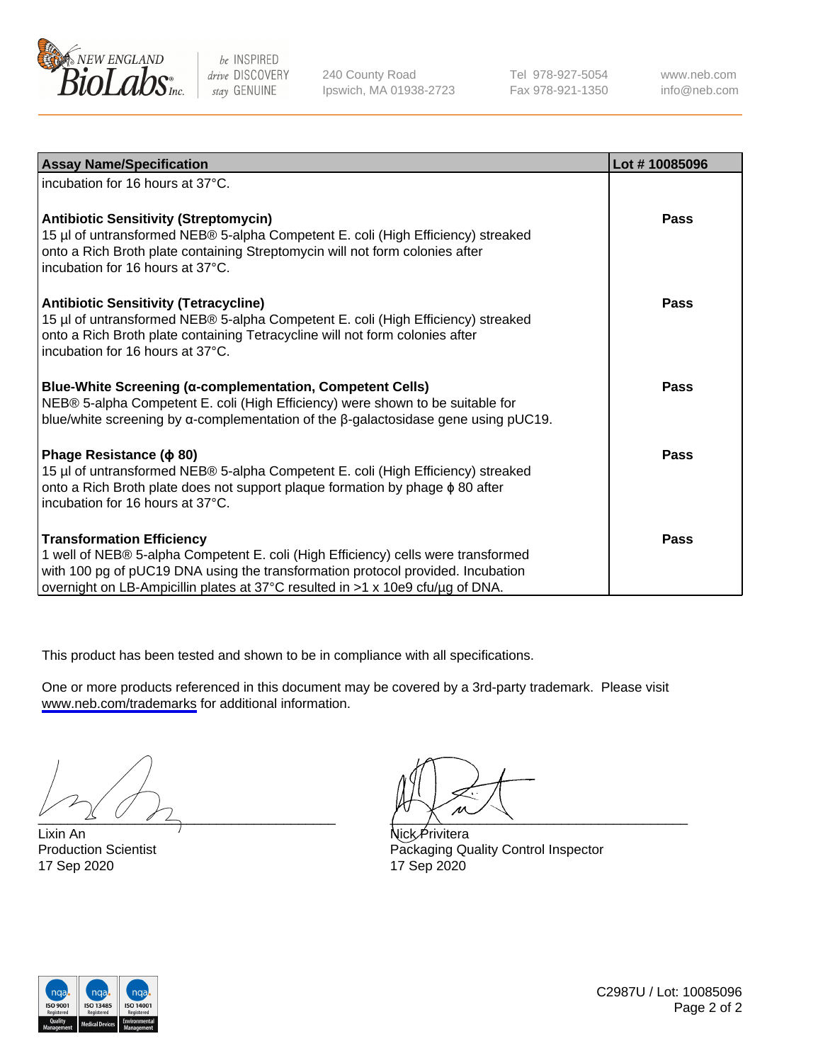| Assay Name/Specification | Lot # 10085096 |
|---|---|
| incubation for 16 hours at 37°C. | |
| **Antibiotic Sensitivity (Streptomycin)**<br>15 µl of untransformed NEB® 5-alpha Competent E. coli (High Efficiency) streaked onto a Rich Broth plate containing Streptomycin will not form colonies after incubation for 16 hours at 37°C. | Pass |
| **Antibiotic Sensitivity (Tetracycline)**<br>15 µl of untransformed NEB® 5-alpha Competent E. coli (High Efficiency) streaked onto a Rich Broth plate containing Tetracycline will not form colonies after incubation for 16 hours at 37°C. | Pass |
| **Blue-White Screening (α-complementation, Competent Cells)**<br>NEB® 5-alpha Competent E. coli (High Efficiency) were shown to be suitable for blue/white screening by α-complementation of the β-galactosidase gene using pUC19. | Pass |
| **Phage Resistance (ϕ 80)**<br>15 µl of untransformed NEB® 5-alpha Competent E. coli (High Efficiency) streaked onto a Rich Broth plate does not support plaque formation by phage ϕ 80 after incubation for 16 hours at 37°C. | Pass |
| **Transformation Efficiency**<br>1 well of NEB® 5-alpha Competent E. coli (High Efficiency) cells were transformed with 100 pg of pUC19 DNA using the transformation protocol provided. Incubation overnight on LB-Ampicillin plates at 37°C resulted in >1 x 10e9 cfu/µg of DNA. | Pass |

This product has been tested and shown to be in compliance with all specifications.

One or more products referenced in this document may be covered by a 3rd-party trademark. Please visit www.neb.com/trademarks for additional information.

Lixin An
Production Scientist
17 Sep 2020

Nick Privitera
Packaging Quality Control Inspector
17 Sep 2020

C2987U / Lot: 10085096